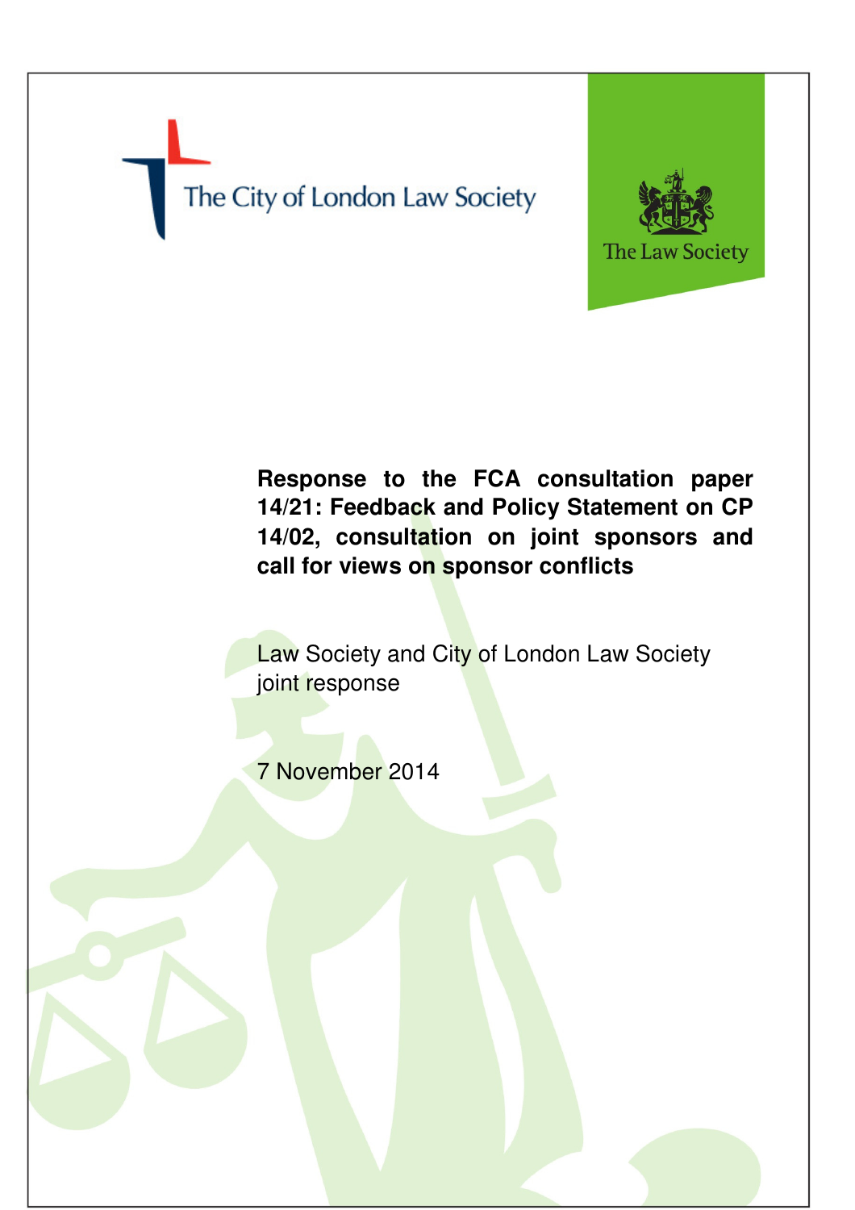The City of London Law Society

The Law Society

# Response to the FCA consultation paper 14/21: Feedback and Policy Statement on CP 14/02, consultation on joint sponsors and call for views on sponsor conflicts

Law Society and City of London Law Society joint response

7 November 2014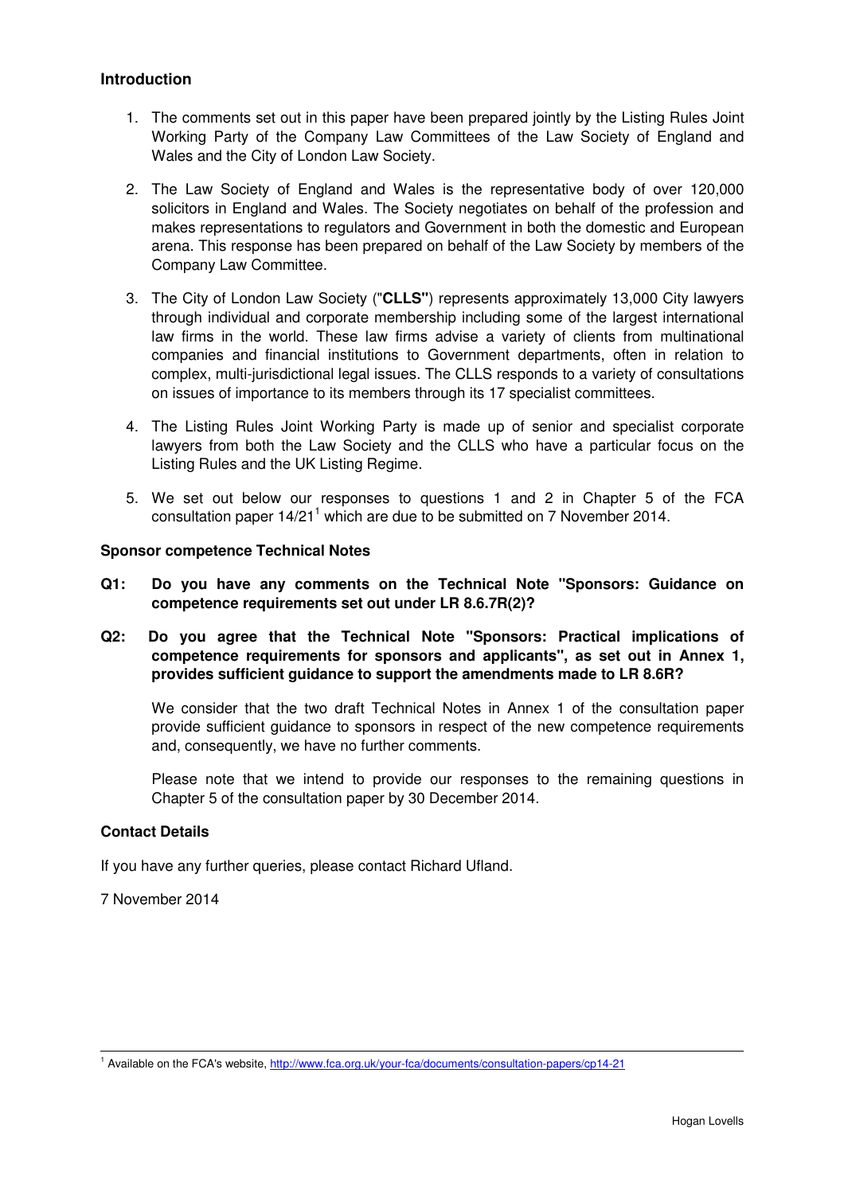## Introduction

1. The comments set out in this paper have been prepared jointly by the Listing Rules Joint Working Party of the Company Law Committees of the Law Society of England and Wales and the City of London Law Society.

2. The Law Society of England and Wales is the representative body of over 120,000 solicitors in England and Wales. The Society negotiates on behalf of the profession and makes representations to regulators and Government in both the domestic and European arena. This response has been prepared on behalf of the Law Society by members of the Company Law Committee.

3. The City of London Law Society ("**CLLS**") represents approximately 13,000 City lawyers through individual and corporate membership including some of the largest international law firms in the world. These law firms advise a variety of clients from multinational companies and financial institutions to Government departments, often in relation to complex, multi-jurisdictional legal issues. The CLLS responds to a variety of consultations on issues of importance to its members through its 17 specialist committees.

4. The Listing Rules Joint Working Party is made up of senior and specialist corporate lawyers from both the Law Society and the CLLS who have a particular focus on the Listing Rules and the UK Listing Regime.

5. We set out below our responses to questions 1 and 2 in Chapter 5 of the FCA consultation paper 14/21[1] which are due to be submitted on 7 November 2014.

## Sponsor competence Technical Notes

**Q1: Do you have any comments on the Technical Note "Sponsors: Guidance on competence requirements set out under LR 8.6.7R(2)?**

**Q2: Do you agree that the Technical Note "Sponsors: Practical implications of competence requirements for sponsors and applicants", as set out in Annex 1, provides sufficient guidance to support the amendments made to LR 8.6R?**

We consider that the two draft Technical Notes in Annex 1 of the consultation paper provide sufficient guidance to sponsors in respect of the new competence requirements and, consequently, we have no further comments.

Please note that we intend to provide our responses to the remaining questions in Chapter 5 of the consultation paper by 30 December 2014.

## Contact Details

If you have any further queries, please contact Richard Ufland.

7 November 2014

[1] Available on the FCA's website, http://www.fca.org.uk/your-fca/documents/consultation-papers/cp14-21

Hogan Lovells